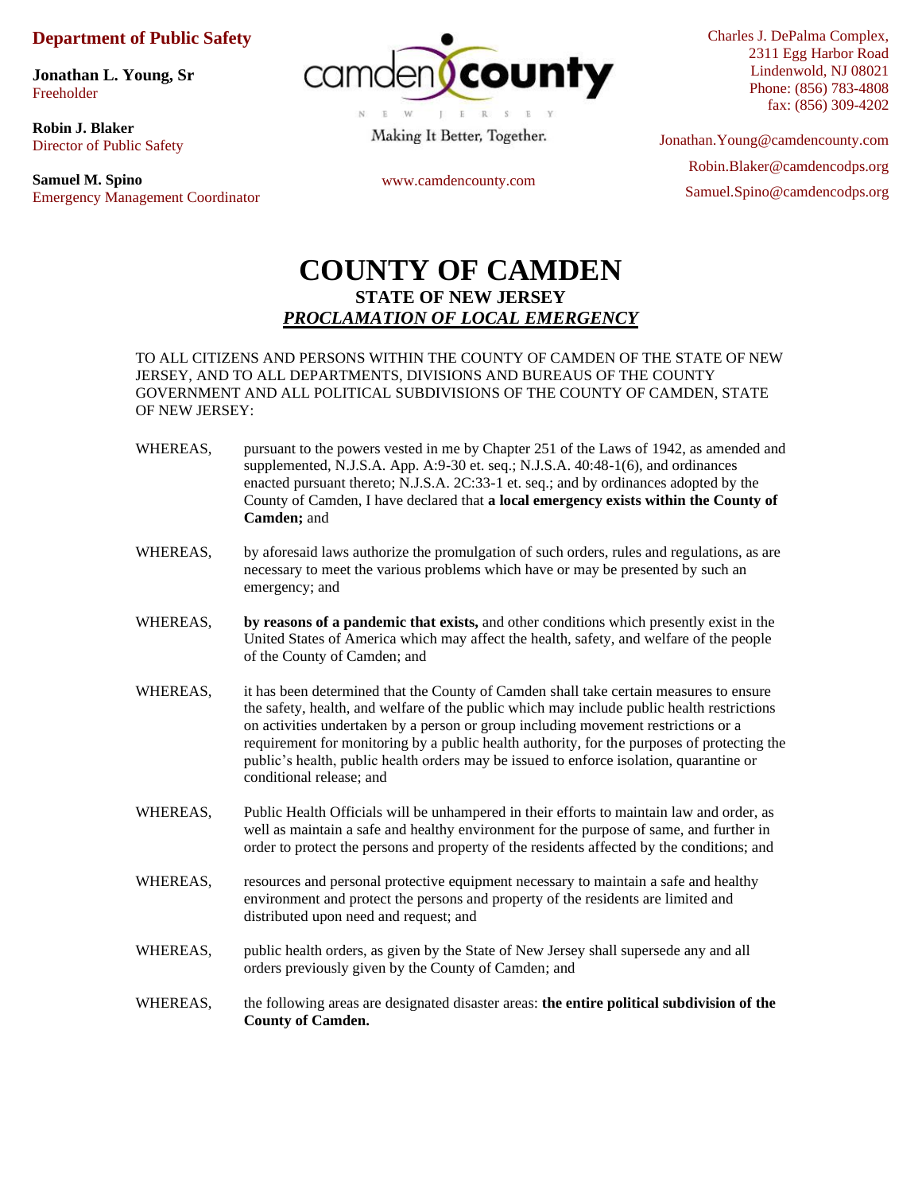**Department of Public Safety**

**Jonathan L. Young, Sr**
Freeholder

**Robin J. Blaker**
Director of Public Safety

**Samuel M. Spino**
Emergency Management Coordinator

camden county
NEW JERSEY
Making It Better, Together.

www.camdencounty.com

Charles J. DePalma Complex,
2311 Egg Harbor Road
Lindenwold, NJ 08021
Phone: (856) 783-4808
fax: (856) 309-4202

Jonathan.Young@camdencounty.com
Robin.Blaker@camdencodps.org
Samuel.Spino@camdencodps.org

# COUNTY OF CAMDEN

## STATE OF NEW JERSEY

## *PROCLAMATION OF LOCAL EMERGENCY*

TO ALL CITIZENS AND PERSONS WITHIN THE COUNTY OF CAMDEN OF THE STATE OF NEW JERSEY, AND TO ALL DEPARTMENTS, DIVISIONS AND BUREAUS OF THE COUNTY GOVERNMENT AND ALL POLITICAL SUBDIVISIONS OF THE COUNTY OF CAMDEN, STATE OF NEW JERSEY:

WHEREAS, pursuant to the powers vested in me by Chapter 251 of the Laws of 1942, as amended and supplemented, N.J.S.A. App. A:9-30 et. seq.; N.J.S.A. 40:48-1(6), and ordinances enacted pursuant thereto; N.J.S.A. 2C:33-1 et. seq.; and by ordinances adopted by the County of Camden, I have declared that **a local emergency exists within the County of Camden;** and

WHEREAS, by aforesaid laws authorize the promulgation of such orders, rules and regulations, as are necessary to meet the various problems which have or may be presented by such an emergency; and

WHEREAS, **by reasons of a pandemic that exists,** and other conditions which presently exist in the United States of America which may affect the health, safety, and welfare of the people of the County of Camden; and

WHEREAS, it has been determined that the County of Camden shall take certain measures to ensure the safety, health, and welfare of the public which may include public health restrictions on activities undertaken by a person or group including movement restrictions or a requirement for monitoring by a public health authority, for the purposes of protecting the public's health, public health orders may be issued to enforce isolation, quarantine or conditional release; and

WHEREAS, Public Health Officials will be unhampered in their efforts to maintain law and order, as well as maintain a safe and healthy environment for the purpose of same, and further in order to protect the persons and property of the residents affected by the conditions; and

WHEREAS, resources and personal protective equipment necessary to maintain a safe and healthy environment and protect the persons and property of the residents are limited and distributed upon need and request; and

WHEREAS, public health orders, as given by the State of New Jersey shall supersede any and all orders previously given by the County of Camden; and

WHEREAS, the following areas are designated disaster areas: **the entire political subdivision of the County of Camden.**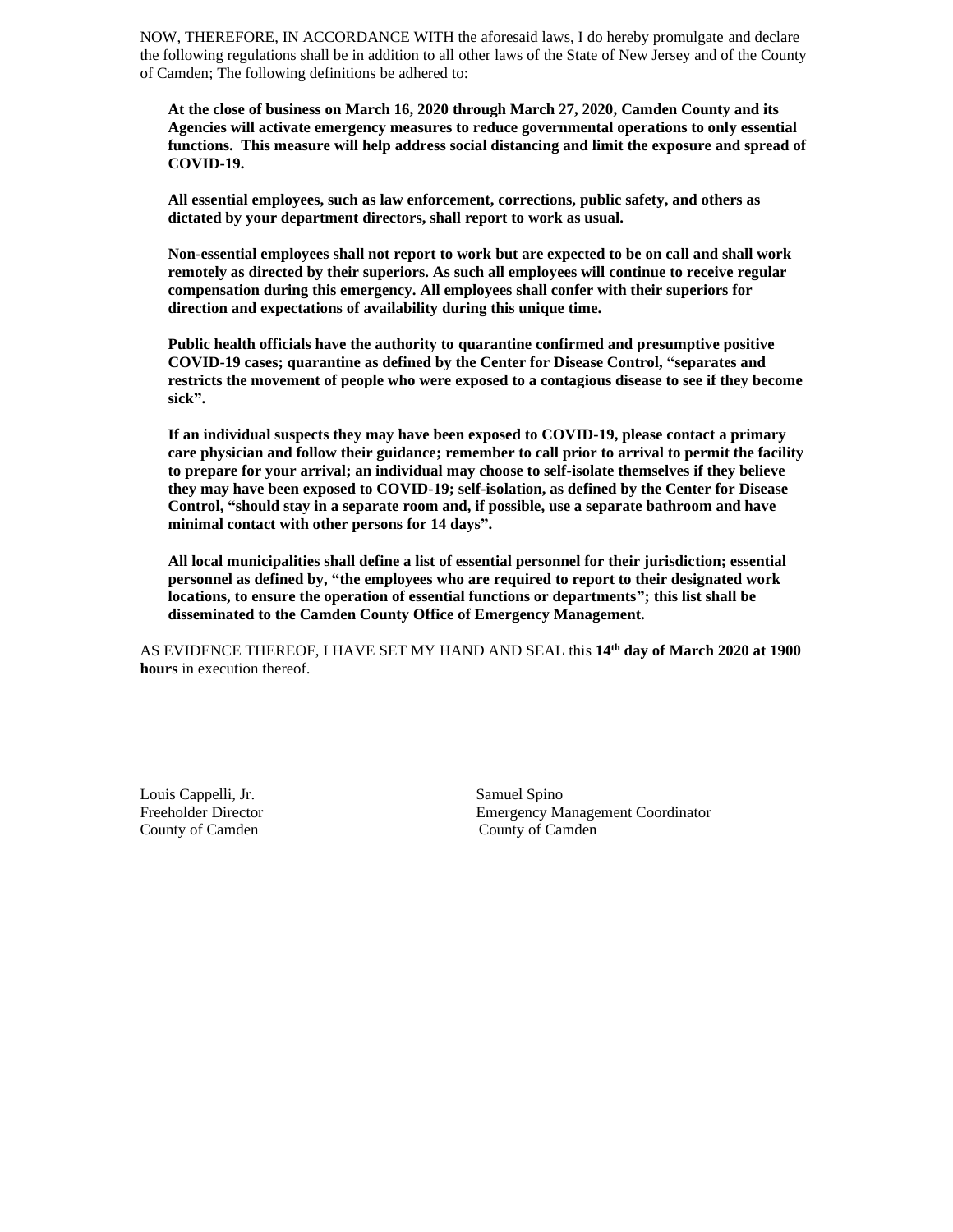NOW, THEREFORE, IN ACCORDANCE WITH the aforesaid laws, I do hereby promulgate and declare the following regulations shall be in addition to all other laws of the State of New Jersey and of the County of Camden; The following definitions be adhered to:

> **At the close of business on March 16, 2020 through March 27, 2020, Camden County and its Agencies will activate emergency measures to reduce governmental operations to only essential functions. This measure will help address social distancing and limit the exposure and spread of COVID-19.**
>
> **All essential employees, such as law enforcement, corrections, public safety, and others as dictated by your department directors, shall report to work as usual.**
>
> **Non-essential employees shall not report to work but are expected to be on call and shall work remotely as directed by their superiors. As such all employees will continue to receive regular compensation during this emergency. All employees shall confer with their superiors for direction and expectations of availability during this unique time.**
>
> **Public health officials have the authority to quarantine confirmed and presumptive positive COVID-19 cases; quarantine as defined by the Center for Disease Control, "separates and restricts the movement of people who were exposed to a contagious disease to see if they become sick".**
>
> **If an individual suspects they may have been exposed to COVID-19, please contact a primary care physician and follow their guidance; remember to call prior to arrival to permit the facility to prepare for your arrival; an individual may choose to self-isolate themselves if they believe they may have been exposed to COVID-19; self-isolation, as defined by the Center for Disease Control, "should stay in a separate room and, if possible, use a separate bathroom and have minimal contact with other persons for 14 days".**
>
> **All local municipalities shall define a list of essential personnel for their jurisdiction; essential personnel as defined by, "the employees who are required to report to their designated work locations, to ensure the operation of essential functions or departments"; this list shall be disseminated to the Camden County Office of Emergency Management.**

AS EVIDENCE THEREOF, I HAVE SET MY HAND AND SEAL this **14th day of March 2020 at 1900 hours** in execution thereof.

Louis Cappelli, Jr.
Freeholder Director
County of Camden

Samuel Spino
Emergency Management Coordinator
County of Camden